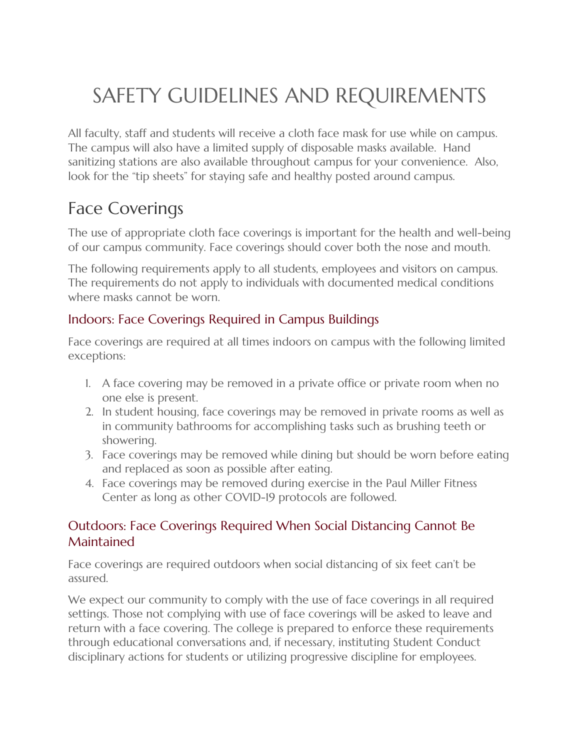# SAFETY GUIDELINES AND REQUIREMENTS

All faculty, staff and students will receive a cloth face mask for use while on campus. The campus will also have a limited supply of disposable masks available. Hand sanitizing stations are also available throughout campus for your convenience. Also, look for the "tip sheets" for staying safe and healthy posted around campus.

## Face Coverings

The use of appropriate cloth face coverings is important for the health and well-being of our campus community. Face coverings should cover both the nose and mouth.

The following requirements apply to all students, employees and visitors on campus. The requirements do not apply to individuals with documented medical conditions where masks cannot be worn.

### Indoors: Face Coverings Required in Campus Buildings

Face coverings are required at all times indoors on campus with the following limited exceptions:

1. A face covering may be removed in a private office or private room when no one else is present.
2. In student housing, face coverings may be removed in private rooms as well as in community bathrooms for accomplishing tasks such as brushing teeth or showering.
3. Face coverings may be removed while dining but should be worn before eating and replaced as soon as possible after eating.
4. Face coverings may be removed during exercise in the Paul Miller Fitness Center as long as other COVID-19 protocols are followed.

### Outdoors: Face Coverings Required When Social Distancing Cannot Be Maintained

Face coverings are required outdoors when social distancing of six feet can't be assured.

We expect our community to comply with the use of face coverings in all required settings. Those not complying with use of face coverings will be asked to leave and return with a face covering. The college is prepared to enforce these requirements through educational conversations and, if necessary, instituting Student Conduct disciplinary actions for students or utilizing progressive discipline for employees.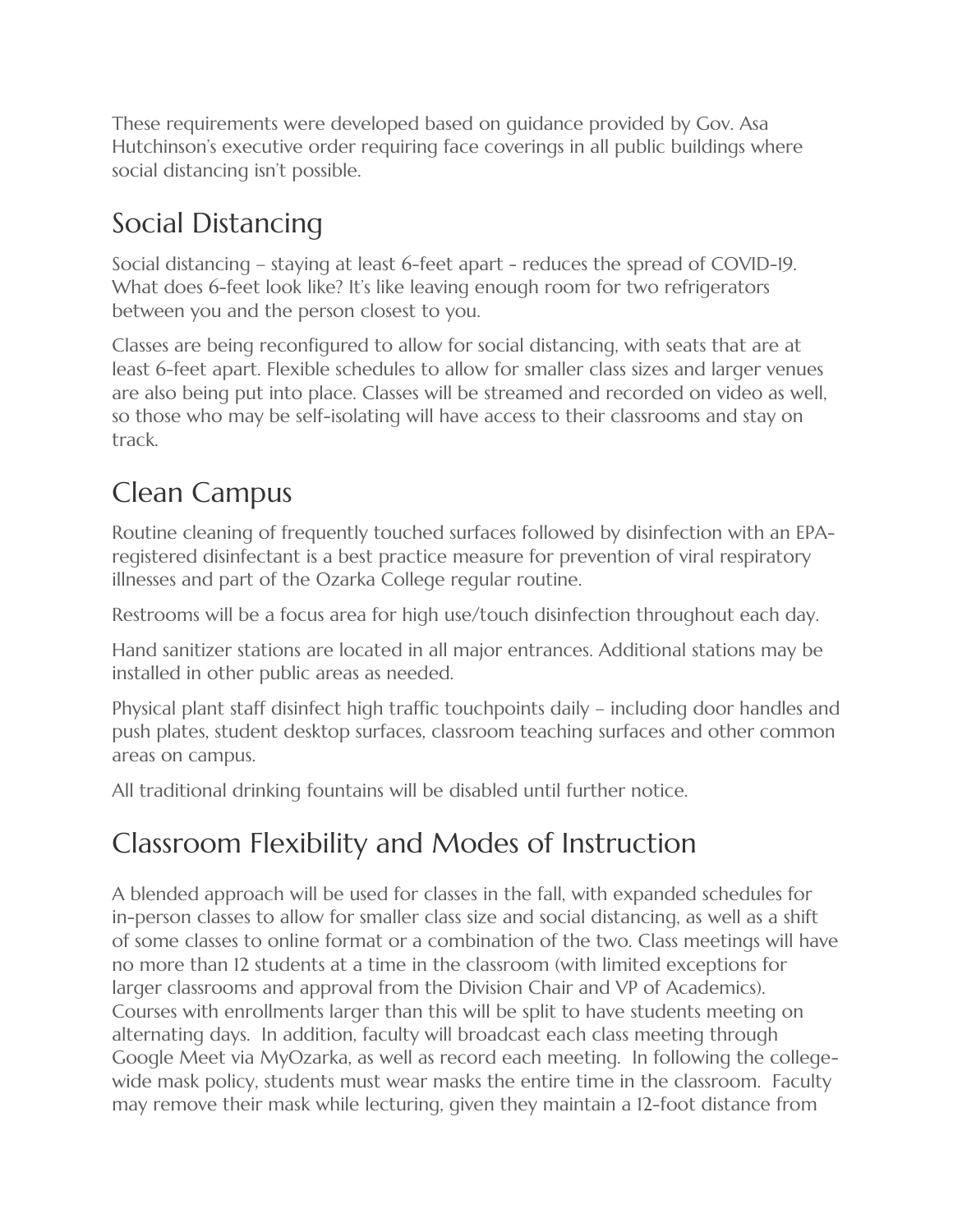These requirements were developed based on guidance provided by Gov. Asa Hutchinson's executive order requiring face coverings in all public buildings where social distancing isn't possible.

## Social Distancing

Social distancing – staying at least 6-feet apart - reduces the spread of COVID-19. What does 6-feet look like? It's like leaving enough room for two refrigerators between you and the person closest to you.

Classes are being reconfigured to allow for social distancing, with seats that are at least 6-feet apart. Flexible schedules to allow for smaller class sizes and larger venues are also being put into place. Classes will be streamed and recorded on video as well, so those who may be self-isolating will have access to their classrooms and stay on track.

## Clean Campus

Routine cleaning of frequently touched surfaces followed by disinfection with an EPA-registered disinfectant is a best practice measure for prevention of viral respiratory illnesses and part of the Ozarka College regular routine.

Restrooms will be a focus area for high use/touch disinfection throughout each day.

Hand sanitizer stations are located in all major entrances. Additional stations may be installed in other public areas as needed.

Physical plant staff disinfect high traffic touchpoints daily – including door handles and push plates, student desktop surfaces, classroom teaching surfaces and other common areas on campus.

All traditional drinking fountains will be disabled until further notice.

## Classroom Flexibility and Modes of Instruction

A blended approach will be used for classes in the fall, with expanded schedules for in-person classes to allow for smaller class size and social distancing, as well as a shift of some classes to online format or a combination of the two. Class meetings will have no more than 12 students at a time in the classroom (with limited exceptions for larger classrooms and approval from the Division Chair and VP of Academics). Courses with enrollments larger than this will be split to have students meeting on alternating days. In addition, faculty will broadcast each class meeting through Google Meet via MyOzarka, as well as record each meeting. In following the college-wide mask policy, students must wear masks the entire time in the classroom. Faculty may remove their mask while lecturing, given they maintain a 12-foot distance from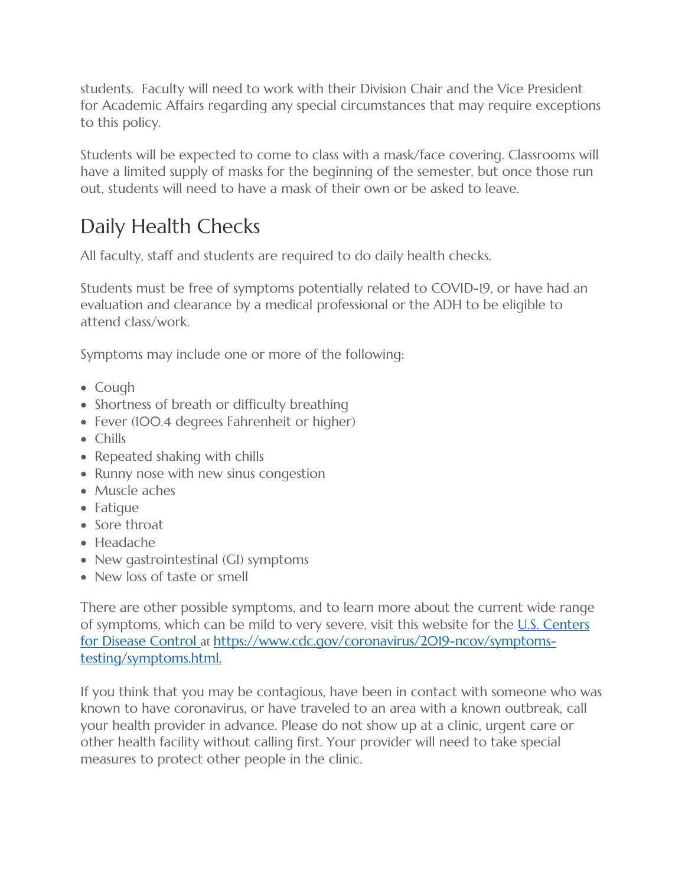students. Faculty will need to work with their Division Chair and the Vice President for Academic Affairs regarding any special circumstances that may require exceptions to this policy.

Students will be expected to come to class with a mask/face covering. Classrooms will have a limited supply of masks for the beginning of the semester, but once those run out, students will need to have a mask of their own or be asked to leave.

## Daily Health Checks

All faculty, staff and students are required to do daily health checks.

Students must be free of symptoms potentially related to COVID-19, or have had an evaluation and clearance by a medical professional or the ADH to be eligible to attend class/work.

Symptoms may include one or more of the following:

- Cough
- Shortness of breath or difficulty breathing
- Fever (100.4 degrees Fahrenheit or higher)
- Chills
- Repeated shaking with chills
- Runny nose with new sinus congestion
- Muscle aches
- Fatigue
- Sore throat
- Headache
- New gastrointestinal (GI) symptoms
- New loss of taste or smell

There are other possible symptoms, and to learn more about the current wide range of symptoms, which can be mild to very severe, visit this website for the [U.S. Centers for Disease Control](https://www.cdc.gov/coronavirus/2019-ncov/symptoms-testing/symptoms.html) at [https://www.cdc.gov/coronavirus/2019-ncov/symptoms-testing/symptoms.html.](https://www.cdc.gov/coronavirus/2019-ncov/symptoms-testing/symptoms.html)

If you think that you may be contagious, have been in contact with someone who was known to have coronavirus, or have traveled to an area with a known outbreak, call your health provider in advance. Please do not show up at a clinic, urgent care or other health facility without calling first. Your provider will need to take special measures to protect other people in the clinic.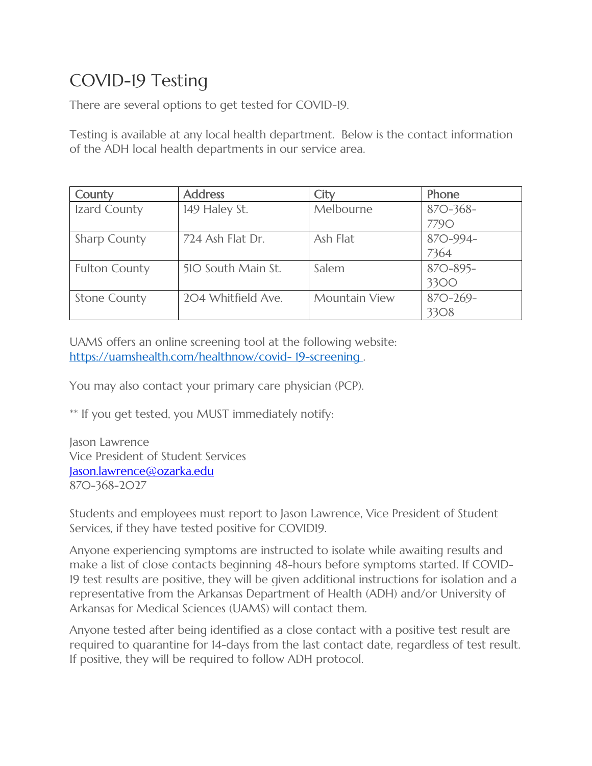# COVID-19 Testing

There are several options to get tested for COVID-19.

Testing is available at any local health department. Below is the contact information of the ADH local health departments in our service area.

| County | Address | City | Phone |
| --- | --- | --- | --- |
| Izard County | 149 Haley St. | Melbourne | 870-368-7790 |
| Sharp County | 724 Ash Flat Dr. | Ash Flat | 870-994-7364 |
| Fulton County | 510 South Main St. | Salem | 870-895-3300 |
| Stone County | 204 Whitfield Ave. | Mountain View | 870-269-3308 |

UAMS offers an online screening tool at the following website: https://uamshealth.com/healthnow/covid- 19-screening .

You may also contact your primary care physician (PCP).

** If you get tested, you MUST immediately notify:

Jason Lawrence
Vice President of Student Services
Jason.lawrence@ozarka.edu
870-368-2027

Students and employees must report to Jason Lawrence, Vice President of Student Services, if they have tested positive for COVID19.

Anyone experiencing symptoms are instructed to isolate while awaiting results and make a list of close contacts beginning 48-hours before symptoms started. If COVID-19 test results are positive, they will be given additional instructions for isolation and a representative from the Arkansas Department of Health (ADH) and/or University of Arkansas for Medical Sciences (UAMS) will contact them.

Anyone tested after being identified as a close contact with a positive test result are required to quarantine for 14-days from the last contact date, regardless of test result. If positive, they will be required to follow ADH protocol.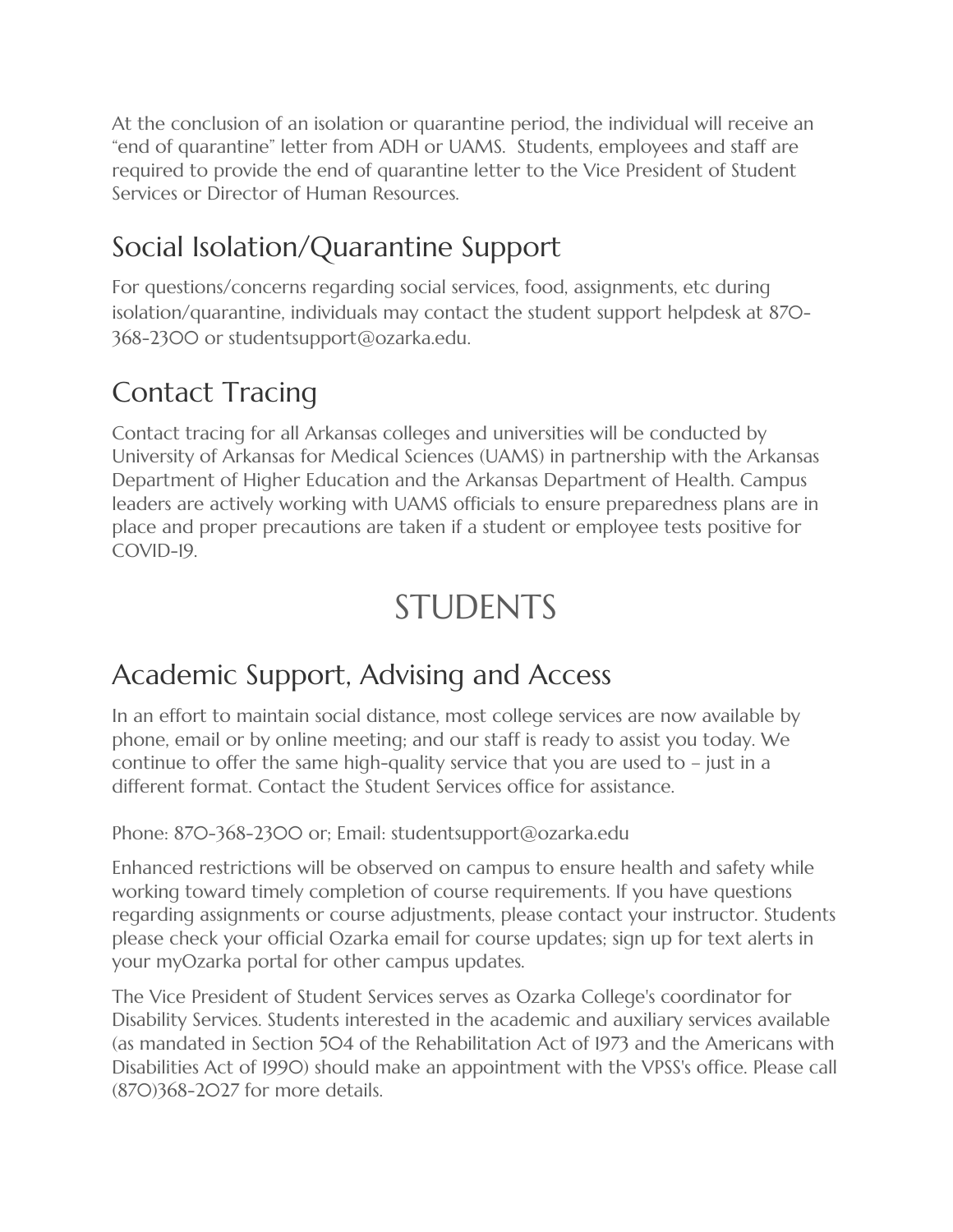At the conclusion of an isolation or quarantine period, the individual will receive an "end of quarantine" letter from ADH or UAMS.  Students, employees and staff are required to provide the end of quarantine letter to the Vice President of Student Services or Director of Human Resources.

## Social Isolation/Quarantine Support

For questions/concerns regarding social services, food, assignments, etc during isolation/quarantine, individuals may contact the student support helpdesk at 870-368-2300 or studentsupport@ozarka.edu.

## Contact Tracing

Contact tracing for all Arkansas colleges and universities will be conducted by University of Arkansas for Medical Sciences (UAMS) in partnership with the Arkansas Department of Higher Education and the Arkansas Department of Health. Campus leaders are actively working with UAMS officials to ensure preparedness plans are in place and proper precautions are taken if a student or employee tests positive for COVID-19.

# STUDENTS

## Academic Support, Advising and Access

In an effort to maintain social distance, most college services are now available by phone, email or by online meeting; and our staff is ready to assist you today. We continue to offer the same high-quality service that you are used to – just in a different format. Contact the Student Services office for assistance.

Phone: 870-368-2300 or; Email: studentsupport@ozarka.edu

Enhanced restrictions will be observed on campus to ensure health and safety while working toward timely completion of course requirements. If you have questions regarding assignments or course adjustments, please contact your instructor. Students please check your official Ozarka email for course updates; sign up for text alerts in your myOzarka portal for other campus updates.

The Vice President of Student Services serves as Ozarka College's coordinator for Disability Services. Students interested in the academic and auxiliary services available (as mandated in Section 504 of the Rehabilitation Act of 1973 and the Americans with Disabilities Act of 1990) should make an appointment with the VPSS's office. Please call (870)368-2027 for more details.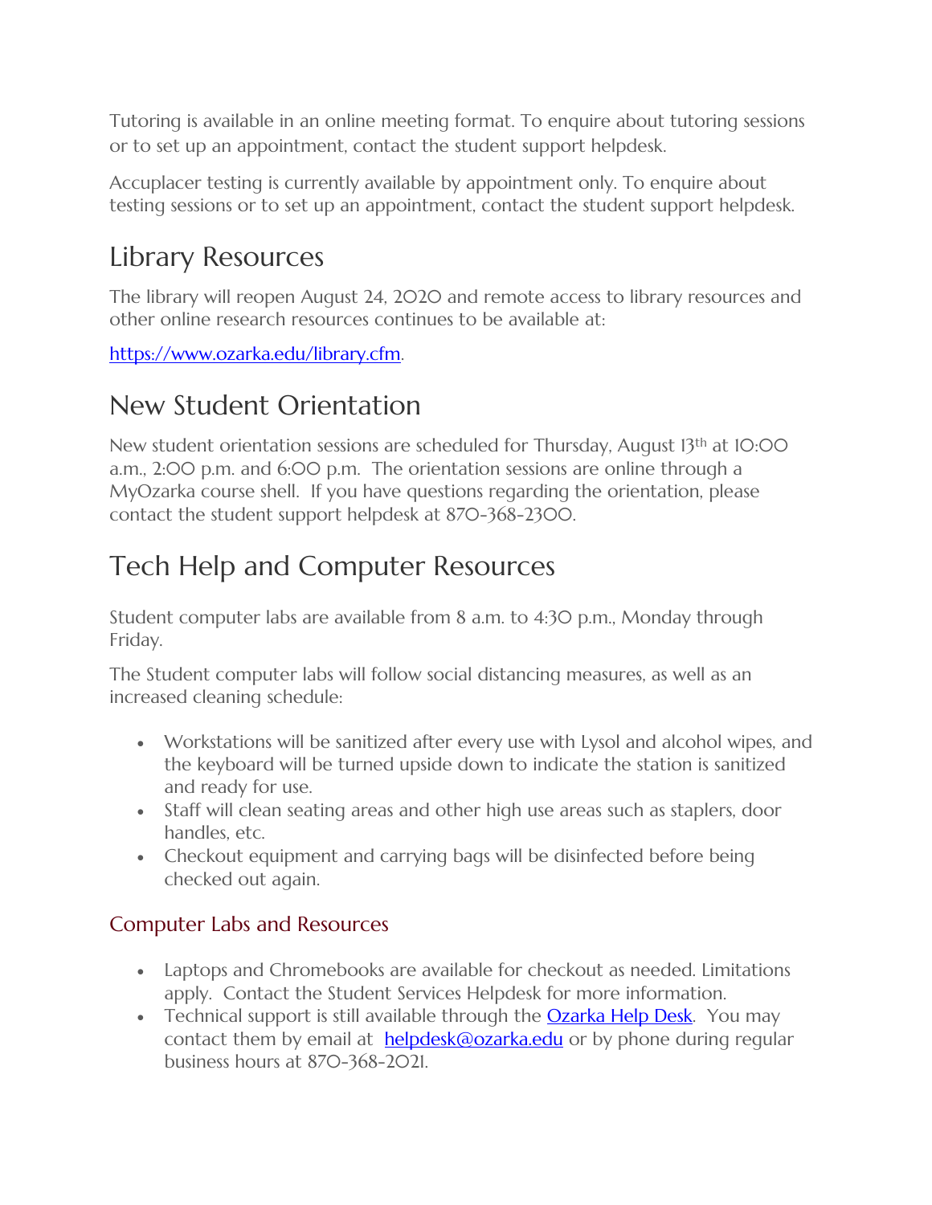Tutoring is available in an online meeting format. To enquire about tutoring sessions or to set up an appointment, contact the student support helpdesk.

Accuplacer testing is currently available by appointment only. To enquire about testing sessions or to set up an appointment, contact the student support helpdesk.

# Library Resources

The library will reopen August 24, 2020 and remote access to library resources and other online research resources continues to be available at:

[https://www.ozarka.edu/library.cfm](https://www.ozarka.edu/library.cfm).

# New Student Orientation

New student orientation sessions are scheduled for Thursday, August 13th at 10:00 a.m., 2:00 p.m. and 6:00 p.m. The orientation sessions are online through a MyOzarka course shell. If you have questions regarding the orientation, please contact the student support helpdesk at 870-368-2300.

# Tech Help and Computer Resources

Student computer labs are available from 8 a.m. to 4:30 p.m., Monday through Friday.

The Student computer labs will follow social distancing measures, as well as an increased cleaning schedule:

- Workstations will be sanitized after every use with Lysol and alcohol wipes, and the keyboard will be turned upside down to indicate the station is sanitized and ready for use.
- Staff will clean seating areas and other high use areas such as staplers, door handles, etc.
- Checkout equipment and carrying bags will be disinfected before being checked out again.

## Computer Labs and Resources

- Laptops and Chromebooks are available for checkout as needed. Limitations apply. Contact the Student Services Helpdesk for more information.
- Technical support is still available through the Ozarka Help Desk. You may contact them by email at helpdesk@ozarka.edu or by phone during regular business hours at 870-368-2021.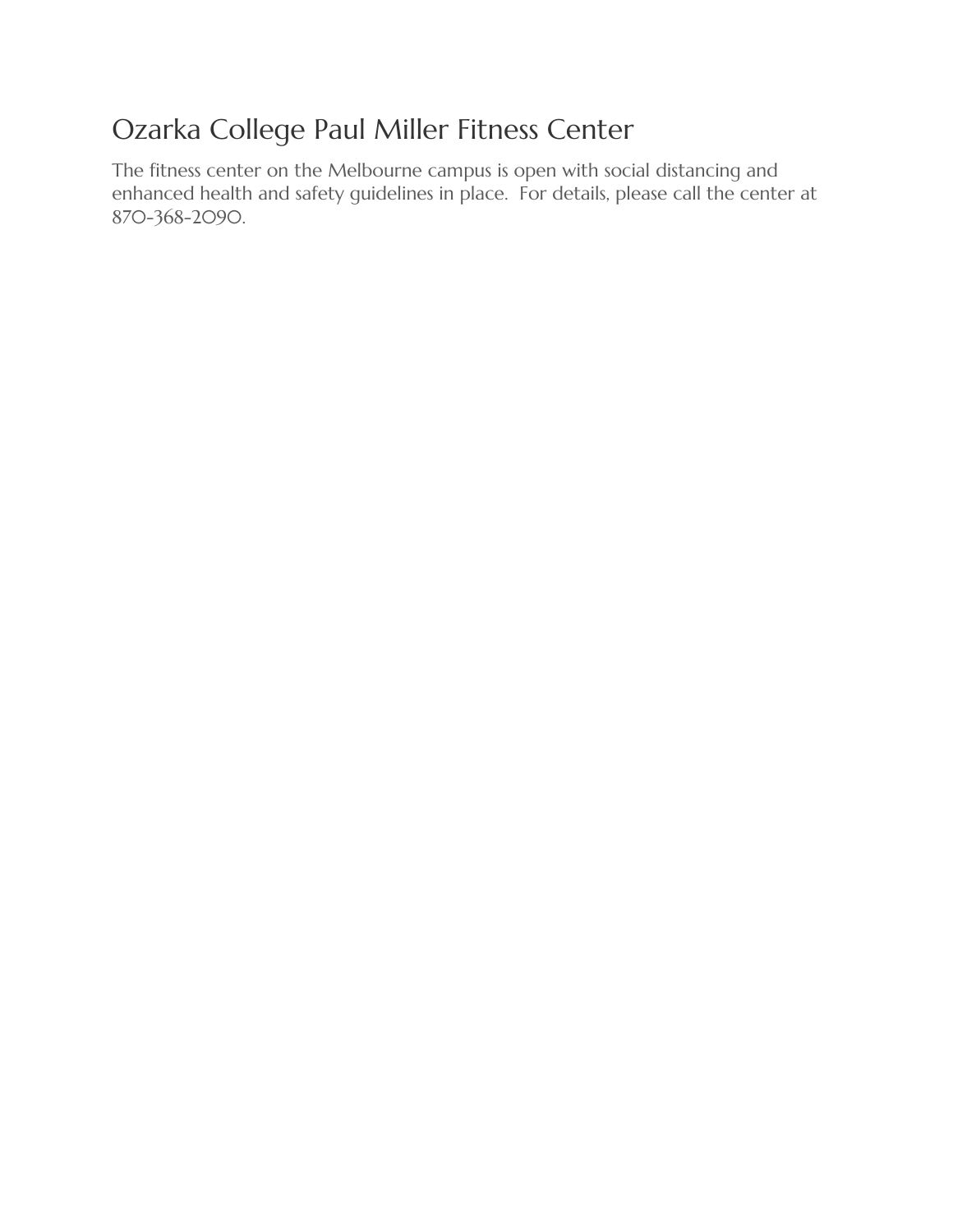## Ozarka College Paul Miller Fitness Center

The fitness center on the Melbourne campus is open with social distancing and enhanced health and safety guidelines in place. For details, please call the center at 870-368-2090.